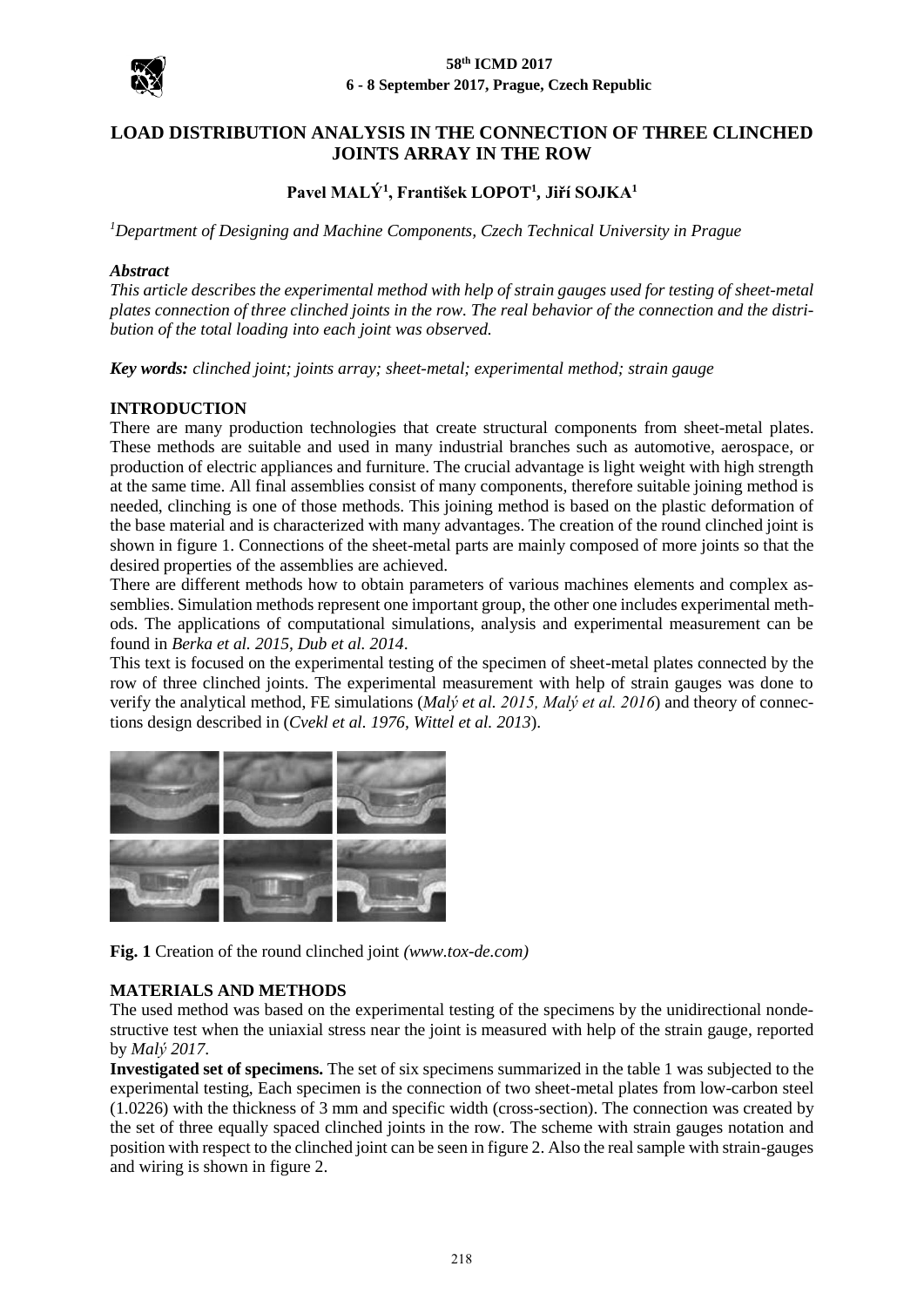# LOAD DISTRIBUTION ANALYSIS IN THE CONNECTION OF THREE CLINCHED JOINTS ARRAY IN THE ROW

**Pavel MALÝ[1], František LOPOT[1], Jiří SOJKA[1]**

[1]*Department of Designing and Machine Components, Czech Technical University in Prague*

***Abstract***

*This article describes the experimental method with help of strain gauges used for testing of sheet-metal plates connection of three clinched joints in the row. The real behavior of the connection and the distribution of the total loading into each joint was observed.*

***Key words:*** *clinched joint; joints array; sheet-metal; experimental method; strain gauge*

## INTRODUCTION

There are many production technologies that create structural components from sheet-metal plates. These methods are suitable and used in many industrial branches such as automotive, aerospace, or production of electric appliances and furniture. The crucial advantage is light weight with high strength at the same time. All final assemblies consist of many components, therefore suitable joining method is needed, clinching is one of those methods. This joining method is based on the plastic deformation of the base material and is characterized with many advantages. The creation of the round clinched joint is shown in figure 1. Connections of the sheet-metal parts are mainly composed of more joints so that the desired properties of the assemblies are achieved.

There are different methods how to obtain parameters of various machines elements and complex assemblies. Simulation methods represent one important group, the other one includes experimental methods. The applications of computational simulations, analysis and experimental measurement can be found in *Berka et al. 2015, Dub et al. 2014*.

This text is focused on the experimental testing of the specimen of sheet-metal plates connected by the row of three clinched joints. The experimental measurement with help of strain gauges was done to verify the analytical method, FE simulations (*Malý et al. 2015, Malý et al. 2016*) and theory of connections design described in (*Cvekl et al. 1976, Wittel et al. 2013*).

**Fig. 1** Creation of the round clinched joint *(www.tox-de.com)*

## MATERIALS AND METHODS

The used method was based on the experimental testing of the specimens by the unidirectional nondestructive test when the uniaxial stress near the joint is measured with help of the strain gauge, reported by *Malý 2017*.

**Investigated set of specimens.** The set of six specimens summarized in the table 1 was subjected to the experimental testing, Each specimen is the connection of two sheet-metal plates from low-carbon steel (1.0226) with the thickness of 3 mm and specific width (cross-section). The connection was created by the set of three equally spaced clinched joints in the row. The scheme with strain gauges notation and position with respect to the clinched joint can be seen in figure 2. Also the real sample with strain-gauges and wiring is shown in figure 2.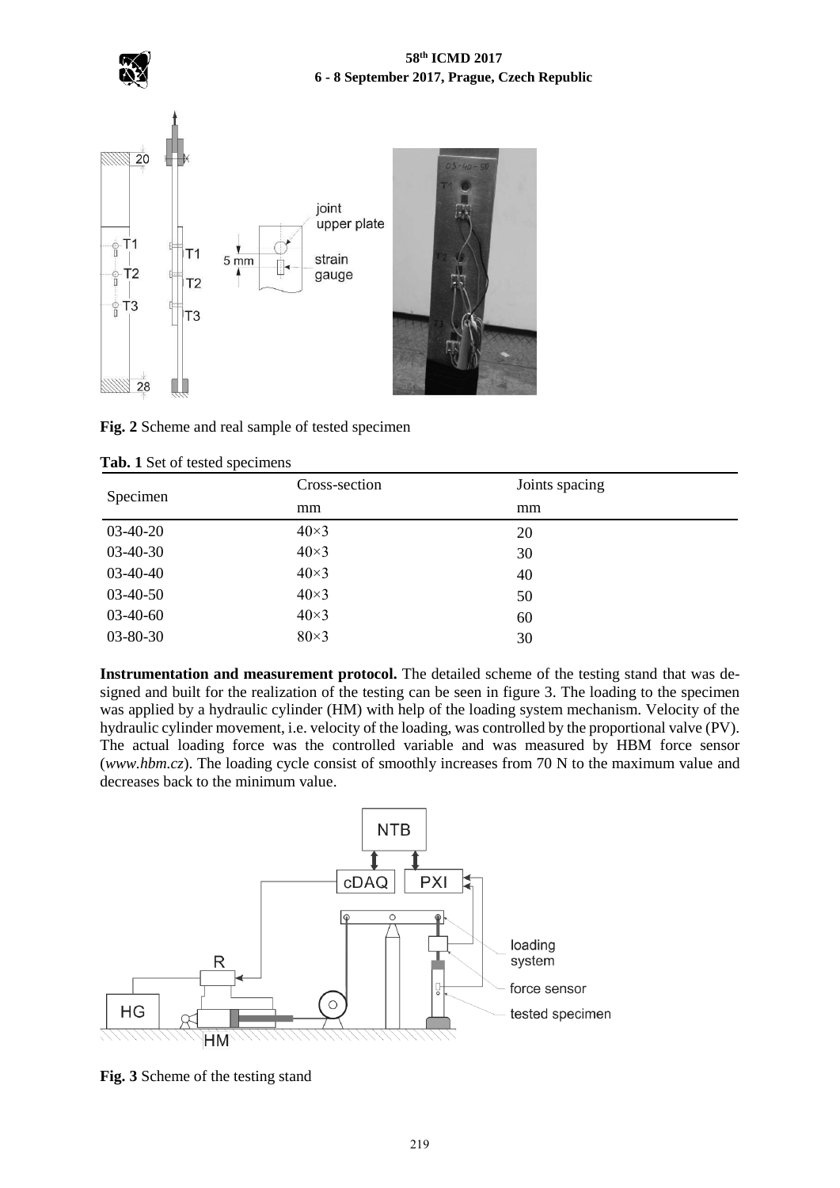**Fig. 2** Scheme and real sample of tested specimen

**Tab. 1** Set of tested specimens

| Specimen | Cross-section | Joints spacing |
|---|---|---|
| | mm | mm |
| 03-40-20 | 40×3 | 20 |
| 03-40-30 | 40×3 | 30 |
| 03-40-40 | 40×3 | 40 |
| 03-40-50 | 40×3 | 50 |
| 03-40-60 | 40×3 | 60 |
| 03-80-30 | 80×3 | 30 |

**Instrumentation and measurement protocol.** The detailed scheme of the testing stand that was designed and built for the realization of the testing can be seen in figure 3. The loading to the specimen was applied by a hydraulic cylinder (HM) with help of the loading system mechanism. Velocity of the hydraulic cylinder movement, i.e. velocity of the loading, was controlled by the proportional valve (PV). The actual loading force was the controlled variable and was measured by HBM force sensor (*www.hbm.cz*). The loading cycle consist of smoothly increases from 70 N to the maximum value and decreases back to the minimum value.

**Fig. 3** Scheme of the testing stand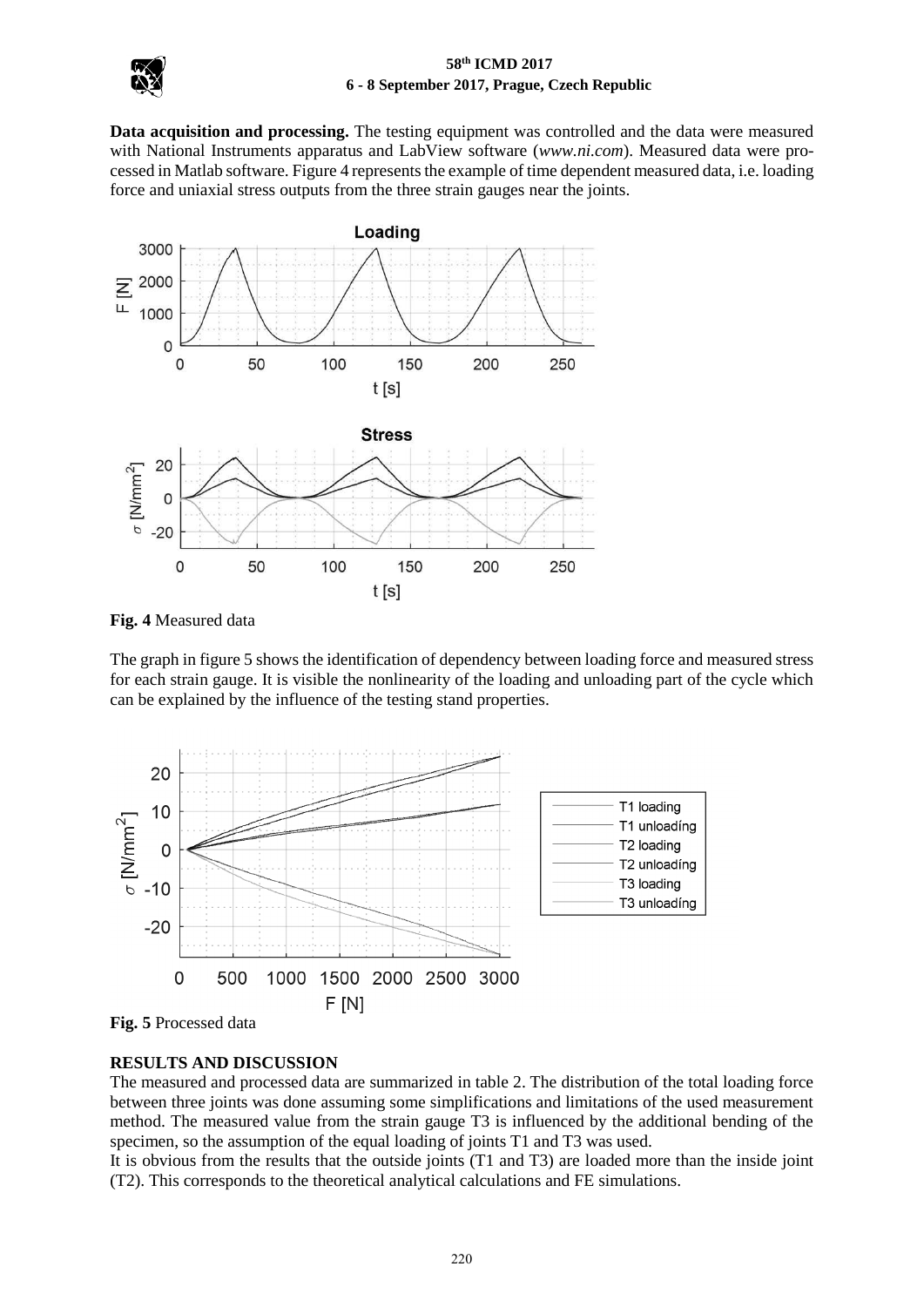**Data acquisition and processing.** The testing equipment was controlled and the data were measured with National Instruments apparatus and LabView software (*www.ni.com*). Measured data were processed in Matlab software. Figure 4 represents the example of time dependent measured data, i.e. loading force and uniaxial stress outputs from the three strain gauges near the joints.

**Fig. 4** Measured data

The graph in figure 5 shows the identification of dependency between loading force and measured stress for each strain gauge. It is visible the nonlinearity of the loading and unloading part of the cycle which can be explained by the influence of the testing stand properties.

**Fig. 5** Processed data

## RESULTS AND DISCUSSION

The measured and processed data are summarized in table 2. The distribution of the total loading force between three joints was done assuming some simplifications and limitations of the used measurement method. The measured value from the strain gauge T3 is influenced by the additional bending of the specimen, so the assumption of the equal loading of joints T1 and T3 was used.

It is obvious from the results that the outside joints (T1 and T3) are loaded more than the inside joint (T2). This corresponds to the theoretical analytical calculations and FE simulations.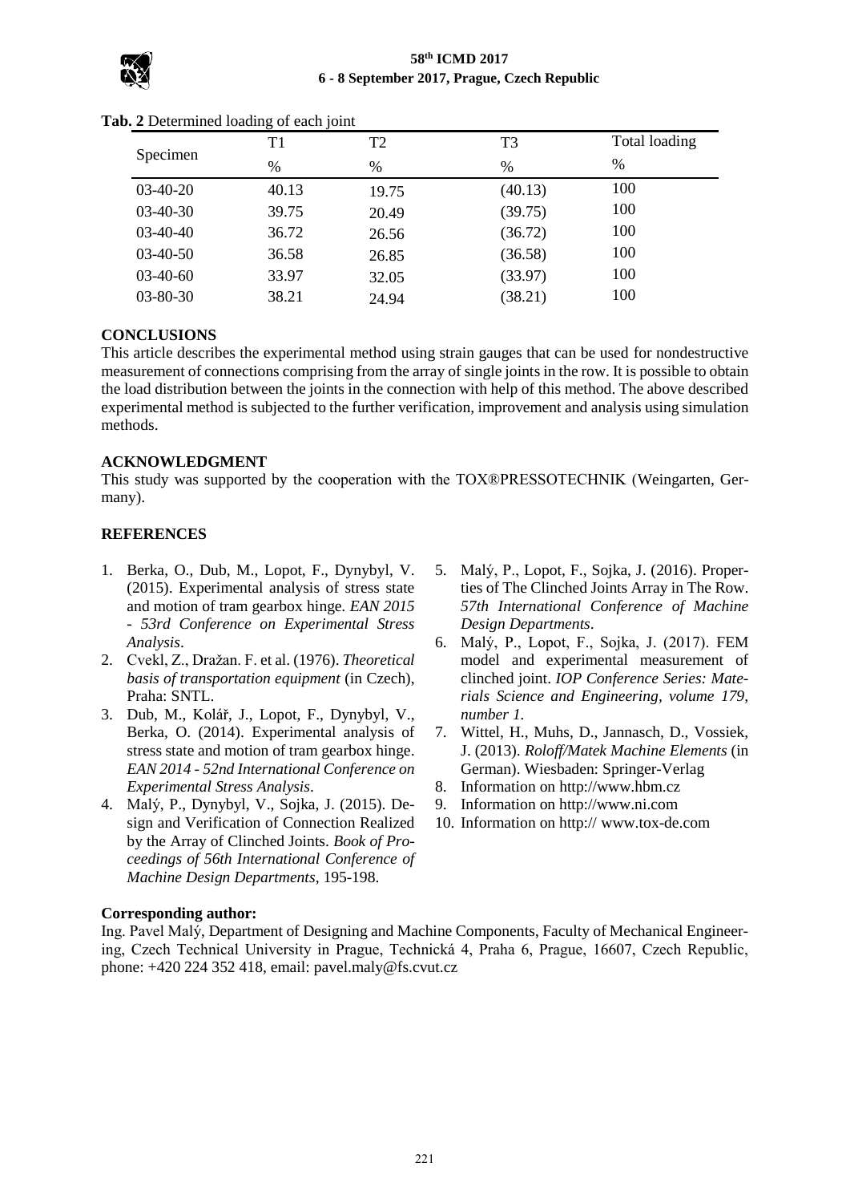**Tab. 2** Determined loading of each joint

| Specimen | T1 | T2 | T3 | Total loading |
|---|---|---|---|---|
| | % | % | % | % |
| 03-40-20 | 40.13 | 19.75 | (40.13) | 100 |
| 03-40-30 | 39.75 | 20.49 | (39.75) | 100 |
| 03-40-40 | 36.72 | 26.56 | (36.72) | 100 |
| 03-40-50 | 36.58 | 26.85 | (36.58) | 100 |
| 03-40-60 | 33.97 | 32.05 | (33.97) | 100 |
| 03-80-30 | 38.21 | 24.94 | (38.21) | 100 |

## CONCLUSIONS

This article describes the experimental method using strain gauges that can be used for nondestructive measurement of connections comprising from the array of single joints in the row. It is possible to obtain the load distribution between the joints in the connection with help of this method. The above described experimental method is subjected to the further verification, improvement and analysis using simulation methods.

## ACKNOWLEDGMENT

This study was supported by the cooperation with the TOX®PRESSOTECHNIK (Weingarten, Germany).

## REFERENCES

1. Berka, O., Dub, M., Lopot, F., Dynybyl, V. (2015). Experimental analysis of stress state and motion of tram gearbox hinge. *EAN 2015 - 53rd Conference on Experimental Stress Analysis*.
2. Cvekl, Z., Dražan. F. et al. (1976). *Theoretical basis of transportation equipment* (in Czech), Praha: SNTL.
3. Dub, M., Kolář, J., Lopot, F., Dynybyl, V., Berka, O. (2014). Experimental analysis of stress state and motion of tram gearbox hinge. *EAN 2014 - 52nd International Conference on Experimental Stress Analysis*.
4. Malý, P., Dynybyl, V., Sojka, J. (2015). Design and Verification of Connection Realized by the Array of Clinched Joints. *Book of Proceedings of 56th International Conference of Machine Design Departments*, 195-198.
5. Malý, P., Lopot, F., Sojka, J. (2016). Properties of The Clinched Joints Array in The Row. *57th International Conference of Machine Design Departments*.
6. Malý, P., Lopot, F., Sojka, J. (2017). FEM model and experimental measurement of clinched joint. *IOP Conference Series: Materials Science and Engineering, volume 179, number 1.*
7. Wittel, H., Muhs, D., Jannasch, D., Vossiek, J. (2013). *Roloff/Matek Machine Elements* (in German). Wiesbaden: Springer-Verlag
8. Information on http://www.hbm.cz
9. Information on http://www.ni.com
10. Information on http:// www.tox-de.com

**Corresponding author:**

Ing. Pavel Malý, Department of Designing and Machine Components, Faculty of Mechanical Engineering, Czech Technical University in Prague, Technická 4, Praha 6, Prague, 16607, Czech Republic, phone: +420 224 352 418, email: pavel.maly@fs.cvut.cz